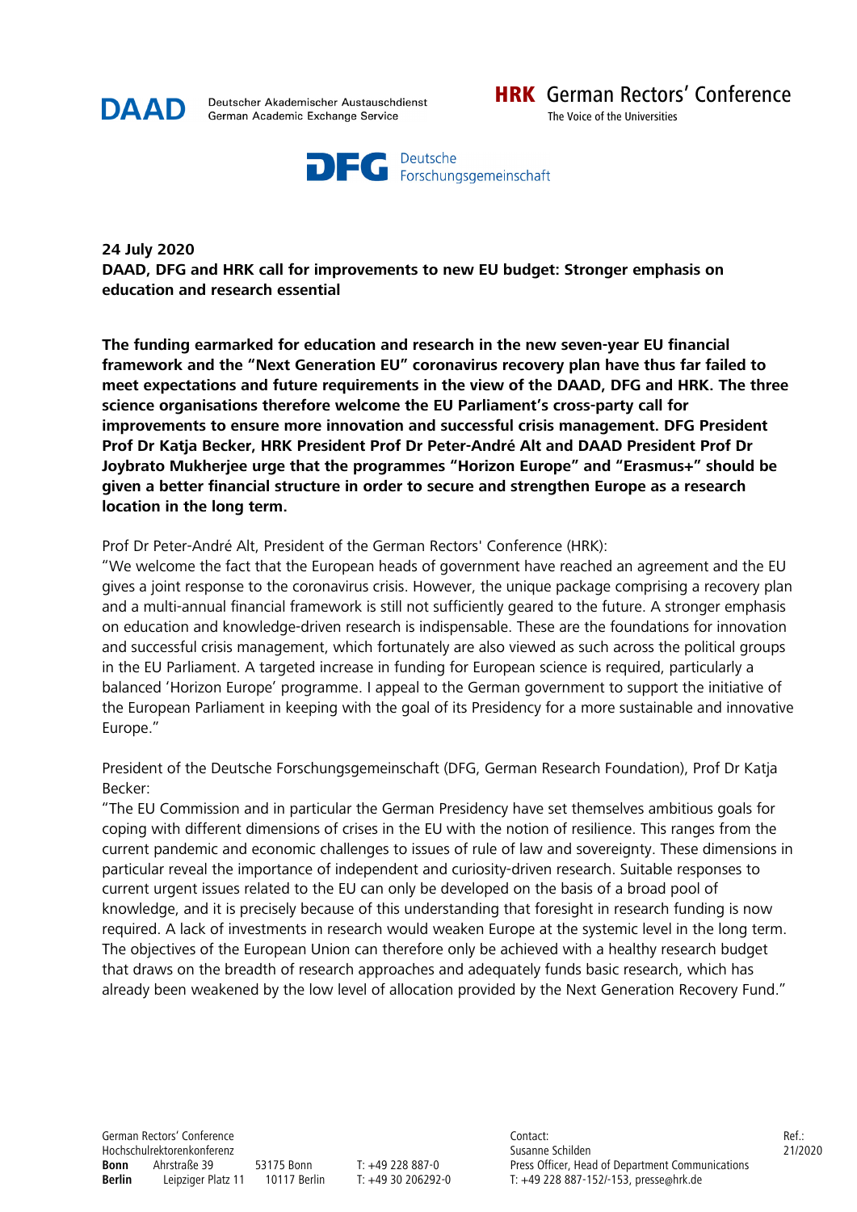DAAD Deutscher Akademischer Austauschdienst
German Academic Exchange Service

HRK German Rectors' Conference
The Voice of the Universities

DFG Deutsche Forschungsgemeinschaft

**24 July 2020**
**DAAD, DFG and HRK call for improvements to new EU budget: Stronger emphasis on education and research essential**

**The funding earmarked for education and research in the new seven-year EU financial framework and the "Next Generation EU" coronavirus recovery plan have thus far failed to meet expectations and future requirements in the view of the DAAD, DFG and HRK. The three science organisations therefore welcome the EU Parliament's cross-party call for improvements to ensure more innovation and successful crisis management. DFG President Prof Dr Katja Becker, HRK President Prof Dr Peter-André Alt and DAAD President Prof Dr Joybrato Mukherjee urge that the programmes "Horizon Europe" and "Erasmus+" should be given a better financial structure in order to secure and strengthen Europe as a research location in the long term.**

Prof Dr Peter-André Alt, President of the German Rectors' Conference (HRK):
"We welcome the fact that the European heads of government have reached an agreement and the EU gives a joint response to the coronavirus crisis. However, the unique package comprising a recovery plan and a multi-annual financial framework is still not sufficiently geared to the future. A stronger emphasis on education and knowledge-driven research is indispensable. These are the foundations for innovation and successful crisis management, which fortunately are also viewed as such across the political groups in the EU Parliament. A targeted increase in funding for European science is required, particularly a balanced 'Horizon Europe' programme. I appeal to the German government to support the initiative of the European Parliament in keeping with the goal of its Presidency for a more sustainable and innovative Europe."

President of the Deutsche Forschungsgemeinschaft (DFG, German Research Foundation), Prof Dr Katja Becker:
"The EU Commission and in particular the German Presidency have set themselves ambitious goals for coping with different dimensions of crises in the EU with the notion of resilience. This ranges from the current pandemic and economic challenges to issues of rule of law and sovereignty. These dimensions in particular reveal the importance of independent and curiosity-driven research. Suitable responses to current urgent issues related to the EU can only be developed on the basis of a broad pool of knowledge, and it is precisely because of this understanding that foresight in research funding is now required. A lack of investments in research would weaken Europe at the systemic level in the long term. The objectives of the European Union can therefore only be achieved with a healthy research budget that draws on the breadth of research approaches and adequately funds basic research, which has already been weakened by the low level of allocation provided by the Next Generation Recovery Fund."

German Rectors' Conference
Hochschulrektorenkonferenz
**Bonn** Ahrstraße 39 53175 Bonn T: +49 228 887-0
**Berlin** Leipziger Platz 11 10117 Berlin T: +49 30 206292-0

Contact:
Susanne Schilden
Press Officer, Head of Department Communications
T: +49 228 887-152/-153, presse@hrk.de

Ref.: 21/2020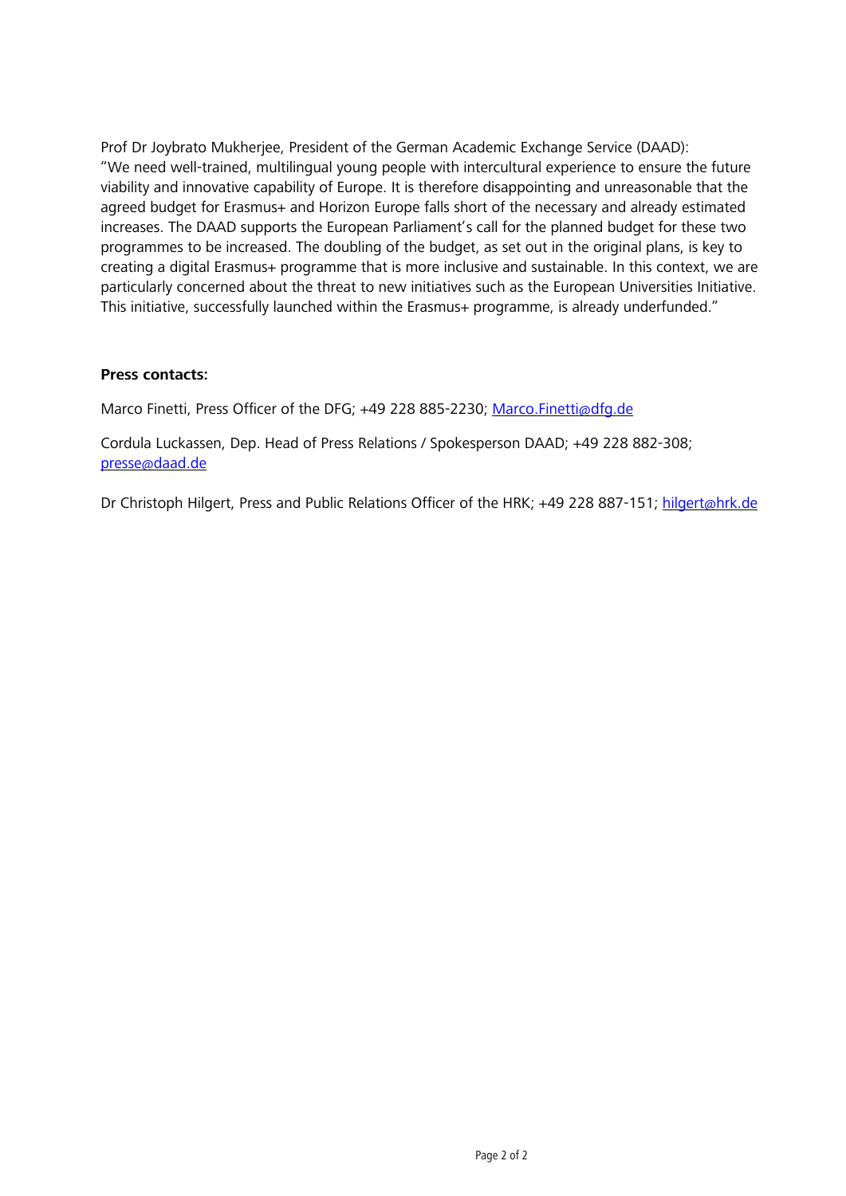Prof Dr Joybrato Mukherjee, President of the German Academic Exchange Service (DAAD):
“We need well-trained, multilingual young people with intercultural experience to ensure the future viability and innovative capability of Europe. It is therefore disappointing and unreasonable that the agreed budget for Erasmus+ and Horizon Europe falls short of the necessary and already estimated increases. The DAAD supports the European Parliament’s call for the planned budget for these two programmes to be increased. The doubling of the budget, as set out in the original plans, is key to creating a digital Erasmus+ programme that is more inclusive and sustainable. In this context, we are particularly concerned about the threat to new initiatives such as the European Universities Initiative. This initiative, successfully launched within the Erasmus+ programme, is already underfunded.”

**Press contacts:**

Marco Finetti, Press Officer of the DFG; +49 228 885-2230; Marco.Finetti@dfg.de

Cordula Luckassen, Dep. Head of Press Relations / Spokesperson DAAD; +49 228 882-308; presse@daad.de

Dr Christoph Hilgert, Press and Public Relations Officer of the HRK; +49 228 887-151; hilgert@hrk.de